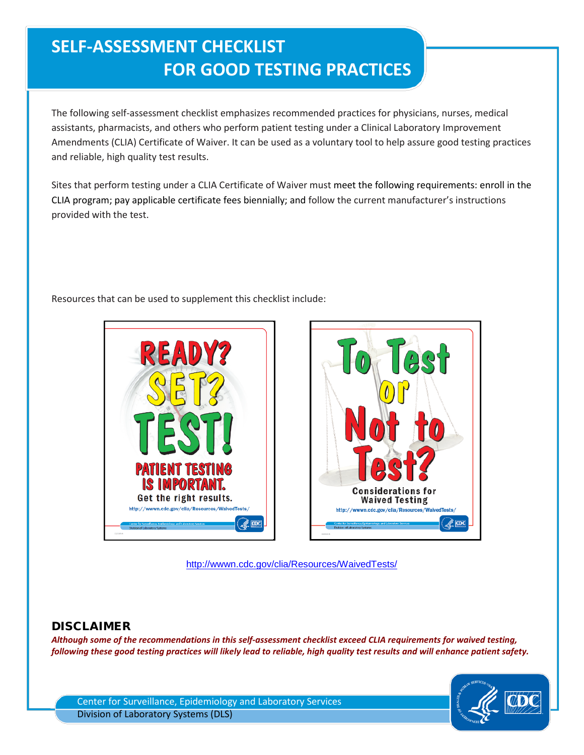# SELF-ASSESSMENT CHECKLIST FOR GOOD TESTING PRACTICES

The following self-assessment checklist emphasizes recommended practices for physicians, nurses, medical assistants, pharmacists, and others who perform patient testing under a Clinical Laboratory Improvement Amendments (CLIA) Certificate of Waiver. It can be used as a voluntary tool to help assure good testing practices and reliable, high quality test results.

Sites that perform testing under a CLIA Certificate of Waiver must meet the following requirements: enroll in the CLIA program; pay applicable certificate fees biennially; and follow the current manufacturer's instructions provided with the test.

Resources that can be used to supplement this checklist include:

READY? SET? TEST! PATIENT TESTING IS IMPORTANT. Get the right results. http://wwwn.cdc.gov/clia/Resources/WaivedTests/

To Test or Not to Test? Considerations for Waived Testing http://wwwn.cdc.gov/clia/Resources/WaivedTests/

http://wwwn.cdc.gov/clia/Resources/WaivedTests/

## DISCLAIMER

***Although some of the recommendations in this self-assessment checklist exceed CLIA requirements for waived testing, following these good testing practices will likely lead to reliable, high quality test results and will enhance patient safety.***

Center for Surveillance, Epidemiology and Laboratory Services
Division of Laboratory Systems (DLS)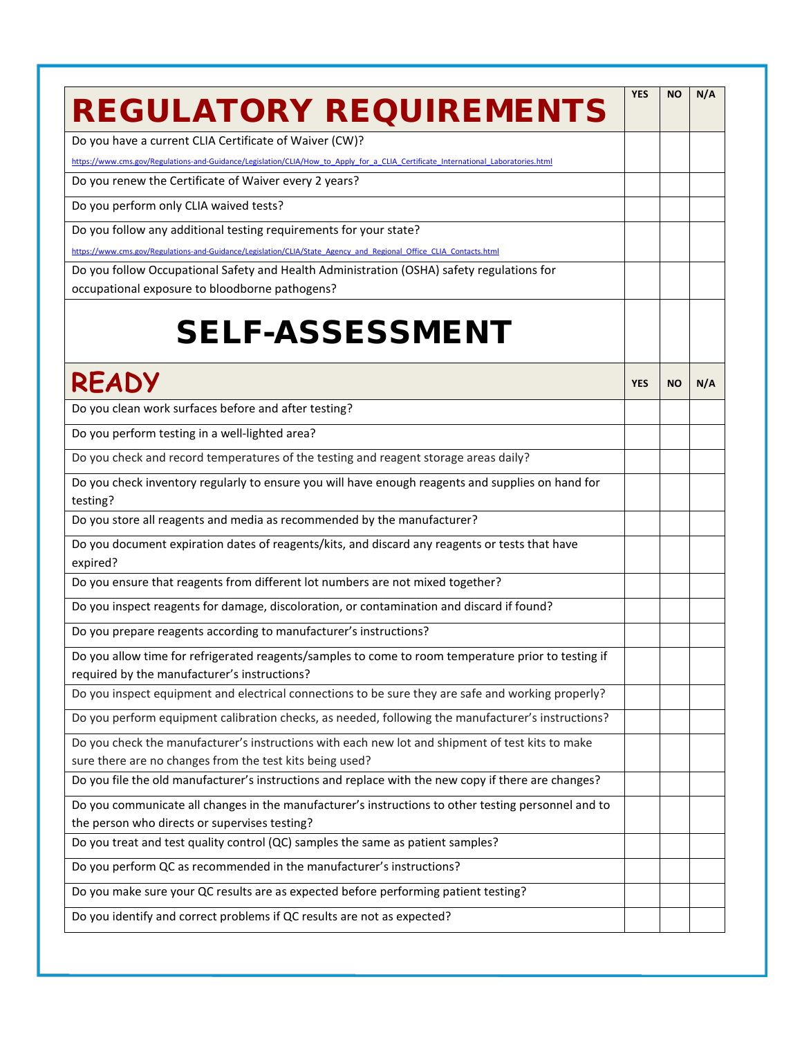| REGULATORY REQUIREMENTS | YES | NO | N/A |
|---|---|---|---|
| Do you have a current CLIA Certificate of Waiver (CW)? https://www.cms.gov/Regulations-and-Guidance/Legislation/CLIA/How_to_Apply_for_a_CLIA_Certificate_International_Laboratories.html | | | |
| Do you renew the Certificate of Waiver every 2 years? | | | |
| Do you perform only CLIA waived tests? | | | |
| Do you follow any additional testing requirements for your state? https://www.cms.gov/Regulations-and-Guidance/Legislation/CLIA/State_Agency_and_Regional_Office_CLIA_Contacts.html | | | |
| Do you follow Occupational Safety and Health Administration (OSHA) safety regulations for occupational exposure to bloodborne pathogens? | | | |

# SELF-ASSESSMENT

| READY | YES | NO | N/A |
|---|---|---|---|
| Do you clean work surfaces before and after testing? | | | |
| Do you perform testing in a well-lighted area? | | | |
| Do you check and record temperatures of the testing and reagent storage areas daily? | | | |
| Do you check inventory regularly to ensure you will have enough reagents and supplies on hand for testing? | | | |
| Do you store all reagents and media as recommended by the manufacturer? | | | |
| Do you document expiration dates of reagents/kits, and discard any reagents or tests that have expired? | | | |
| Do you ensure that reagents from different lot numbers are not mixed together? | | | |
| Do you inspect reagents for damage, discoloration, or contamination and discard if found? | | | |
| Do you prepare reagents according to manufacturer's instructions? | | | |
| Do you allow time for refrigerated reagents/samples to come to room temperature prior to testing if required by the manufacturer's instructions? | | | |
| Do you inspect equipment and electrical connections to be sure they are safe and working properly? | | | |
| Do you perform equipment calibration checks, as needed, following the manufacturer's instructions? | | | |
| Do you check the manufacturer's instructions with each new lot and shipment of test kits to make sure there are no changes from the test kits being used? | | | |
| Do you file the old manufacturer's instructions and replace with the new copy if there are changes? | | | |
| Do you communicate all changes in the manufacturer's instructions to other testing personnel and to the person who directs or supervises testing? | | | |
| Do you treat and test quality control (QC) samples the same as patient samples? | | | |
| Do you perform QC as recommended in the manufacturer's instructions? | | | |
| Do you make sure your QC results are as expected before performing patient testing? | | | |
| Do you identify and correct problems if QC results are not as expected? | | | |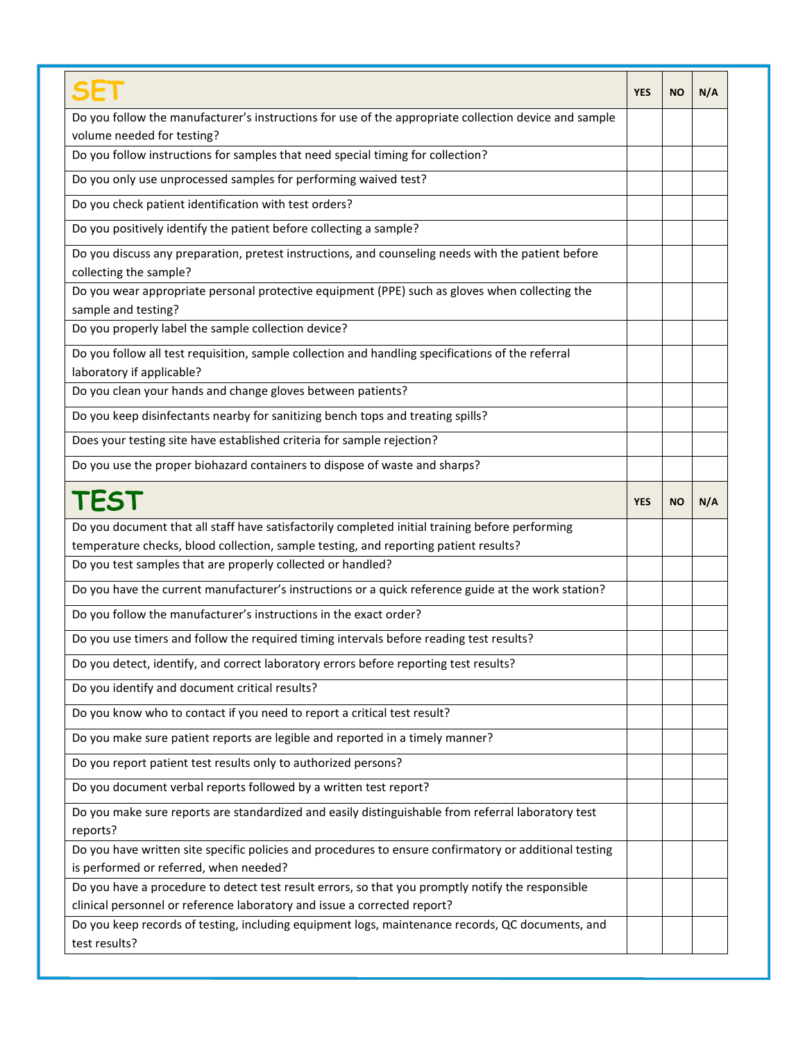| SET | YES | NO | N/A |
| --- | --- | --- | --- |
| Do you follow the manufacturer's instructions for use of the appropriate collection device and sample volume needed for testing? | | | |
| Do you follow instructions for samples that need special timing for collection? | | | |
| Do you only use unprocessed samples for performing waived test? | | | |
| Do you check patient identification with test orders? | | | |
| Do you positively identify the patient before collecting a sample? | | | |
| Do you discuss any preparation, pretest instructions, and counseling needs with the patient before collecting the sample? | | | |
| Do you wear appropriate personal protective equipment (PPE) such as gloves when collecting the sample and testing? | | | |
| Do you properly label the sample collection device? | | | |
| Do you follow all test requisition, sample collection and handling specifications of the referral laboratory if applicable? | | | |
| Do you clean your hands and change gloves between patients? | | | |
| Do you keep disinfectants nearby for sanitizing bench tops and treating spills? | | | |
| Does your testing site have established criteria for sample rejection? | | | |
| Do you use the proper biohazard containers to dispose of waste and sharps? | | | |

| TEST | YES | NO | N/A |
| --- | --- | --- | --- |
| Do you document that all staff have satisfactorily completed initial training before performing temperature checks, blood collection, sample testing, and reporting patient results? | | | |
| Do you test samples that are properly collected or handled? | | | |
| Do you have the current manufacturer's instructions or a quick reference guide at the work station? | | | |
| Do you follow the manufacturer's instructions in the exact order? | | | |
| Do you use timers and follow the required timing intervals before reading test results? | | | |
| Do you detect, identify, and correct laboratory errors before reporting test results? | | | |
| Do you identify and document critical results? | | | |
| Do you know who to contact if you need to report a critical test result? | | | |
| Do you make sure patient reports are legible and reported in a timely manner? | | | |
| Do you report patient test results only to authorized persons? | | | |
| Do you document verbal reports followed by a written test report? | | | |
| Do you make sure reports are standardized and easily distinguishable from referral laboratory test reports? | | | |
| Do you have written site specific policies and procedures to ensure confirmatory or additional testing is performed or referred, when needed? | | | |
| Do you have a procedure to detect test result errors, so that you promptly notify the responsible clinical personnel or reference laboratory and issue a corrected report? | | | |
| Do you keep records of testing, including equipment logs, maintenance records, QC documents, and test results? | | | |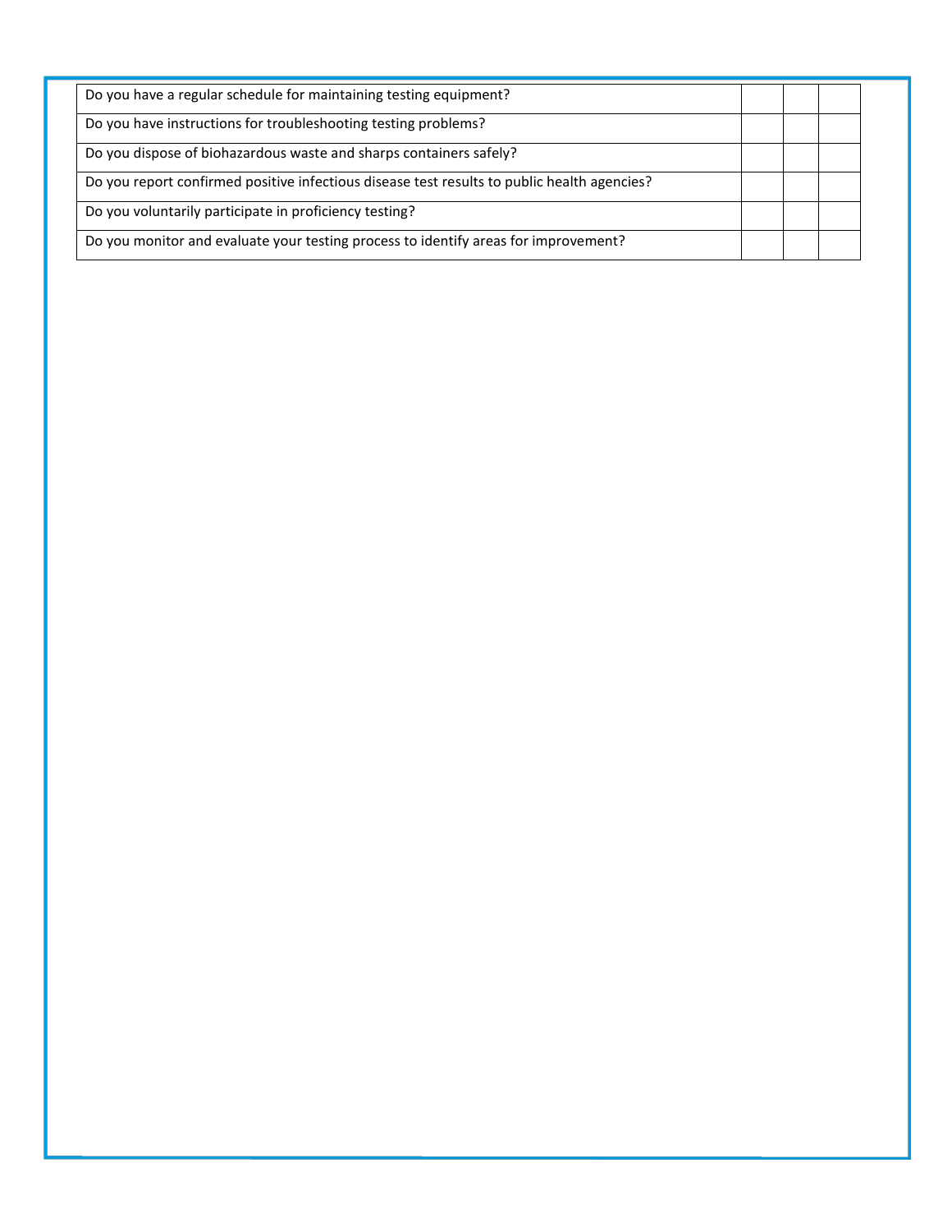| | | | |
|---|---|---|---|
| Do you have a regular schedule for maintaining testing equipment? | | | |
| Do you have instructions for troubleshooting testing problems? | | | |
| Do you dispose of biohazardous waste and sharps containers safely? | | | |
| Do you report confirmed positive infectious disease test results to public health agencies? | | | |
| Do you voluntarily participate in proficiency testing? | | | |
| Do you monitor and evaluate your testing process to identify areas for improvement? | | | |